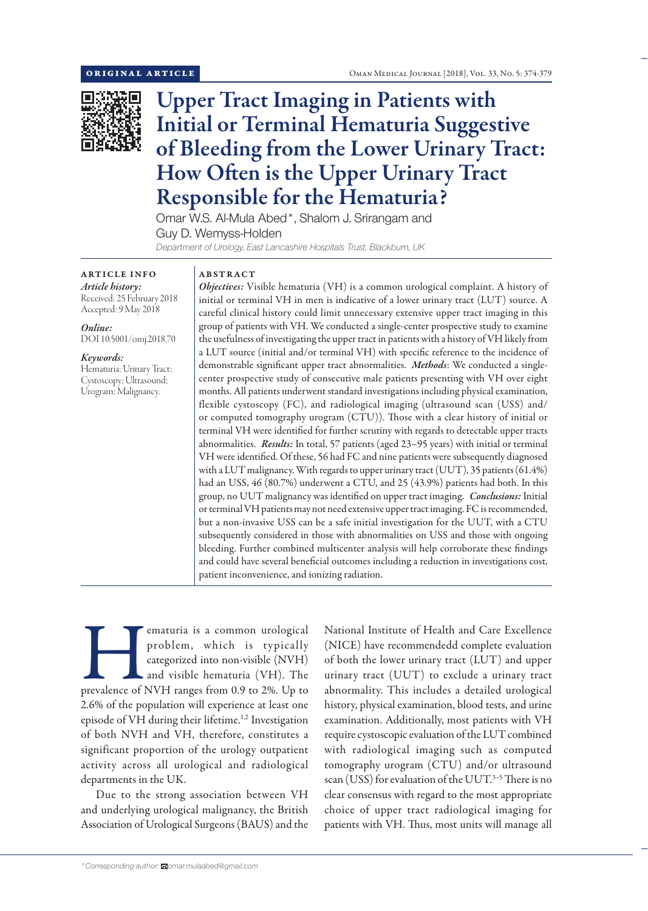ORIGINAL ARTICLE

# Upper Tract Imaging in Patients with Initial or Terminal Hematuria Suggestive of Bleeding from the Lower Urinary Tract: How Often is the Upper Urinary Tract Responsible for the Hematuria?

Omar W.S. Al-Mula Abed*, Shalom J. Srirangam and Guy D. Wemyss-Holden

*Department of Urology, East Lancashire Hospitals Trust, Blackburn, UK*

**ARTICLE INFO**

*Article history:*
Received: 25 February 2018
Accepted: 9 May 2018

*Online:*
DOI 10.5001/omj.2018.70

*Keywords:*
Hematuria; Urinary Tract; Cystoscopy; Ultrasound; Urogram; Malignancy.

**ABSTRACT**

***Objectives:*** Visible hematuria (VH) is a common urological complaint. A history of initial or terminal VH in men is indicative of a lower urinary tract (LUT) source. A careful clinical history could limit unnecessary extensive upper tract imaging in this group of patients with VH. We conducted a single-center prospective study to examine the usefulness of investigating the upper tract in patients with a history of VH likely from a LUT source (initial and/or terminal VH) with specific reference to the incidence of demonstrable significant upper tract abnormalities. ***Methods***: We conducted a single-center prospective study of consecutive male patients presenting with VH over eight months. All patients underwent standard investigations including physical examination, flexible cystoscopy (FC), and radiological imaging (ultrasound scan (USS) and/or computed tomography urogram (CTU)). Those with a clear history of initial or terminal VH were identified for further scrutiny with regards to detectable upper tracts abnormalities. ***Results:*** In total, 57 patients (aged 23–95 years) with initial or terminal VH were identified. Of these, 56 had FC and nine patients were subsequently diagnosed with a LUT malignancy. With regards to upper urinary tract (UUT), 35 patients (61.4%) had an USS, 46 (80.7%) underwent a CTU, and 25 (43.9%) patients had both. In this group, no UUT malignancy was identified on upper tract imaging. ***Conclusions:*** Initial or terminal VH patients may not need extensive upper tract imaging. FC is recommended, but a non-invasive USS can be a safe initial investigation for the UUT, with a CTU subsequently considered in those with abnormalities on USS and those with ongoing bleeding. Further combined multicenter analysis will help corroborate these findings and could have several beneficial outcomes including a reduction in investigations cost, patient inconvenience, and ionizing radiation.

Hematuria is a common urological problem, which is typically categorized into non-visible (NVH) and visible hematuria (VH). The prevalence of NVH ranges from 0.9 to 2%. Up to 2.6% of the population will experience at least one episode of VH during their lifetime.[1,2] Investigation of both NVH and VH, therefore, constitutes a significant proportion of the urology outpatient activity across all urological and radiological departments in the UK.

Due to the strong association between VH and underlying urological malignancy, the British Association of Urological Surgeons (BAUS) and the National Institute of Health and Care Excellence (NICE) have recommendedd complete evaluation of both the lower urinary tract (LUT) and upper urinary tract (UUT) to exclude a urinary tract abnormality. This includes a detailed urological history, physical examination, blood tests, and urine examination. Additionally, most patients with VH require cystoscopic evaluation of the LUT combined with radiological imaging such as computed tomography urogram (CTU) and/or ultrasound scan (USS) for evaluation of the UUT.[3–5] There is no clear consensus with regard to the most appropriate choice of upper tract radiological imaging for patients with VH. Thus, most units will manage all

*Corresponding author: omar.mulaabed@gmail.com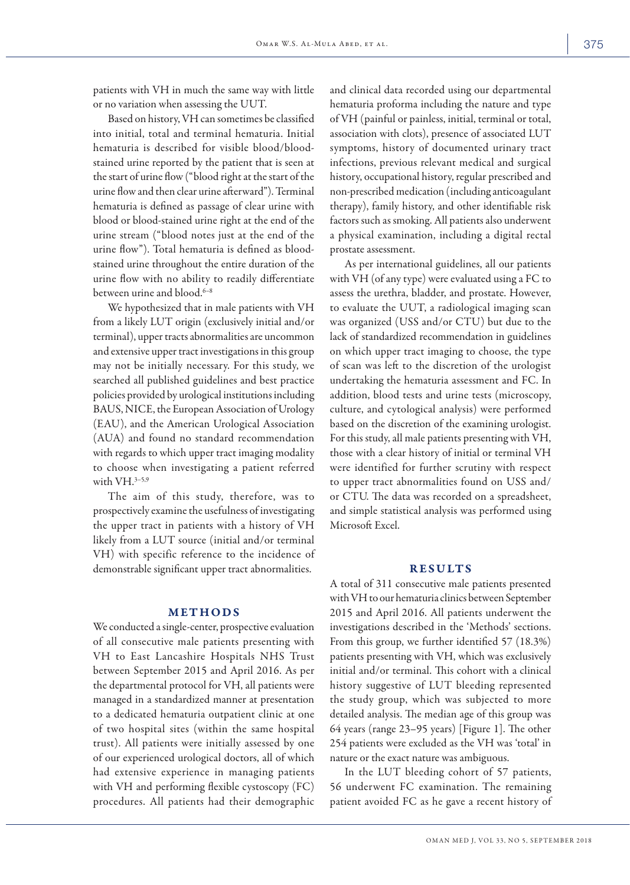patients with VH in much the same way with little or no variation when assessing the UUT.

Based on history, VH can sometimes be classified into initial, total and terminal hematuria. Initial hematuria is described for visible blood/blood-stained urine reported by the patient that is seen at the start of urine flow ("blood right at the start of the urine flow and then clear urine afterward"). Terminal hematuria is defined as passage of clear urine with blood or blood-stained urine right at the end of the urine stream ("blood notes just at the end of the urine flow"). Total hematuria is defined as blood-stained urine throughout the entire duration of the urine flow with no ability to readily differentiate between urine and blood.[6–8]

We hypothesized that in male patients with VH from a likely LUT origin (exclusively initial and/or terminal), upper tracts abnormalities are uncommon and extensive upper tract investigations in this group may not be initially necessary. For this study, we searched all published guidelines and best practice policies provided by urological institutions including BAUS, NICE, the European Association of Urology (EAU), and the American Urological Association (AUA) and found no standard recommendation with regards to which upper tract imaging modality to choose when investigating a patient referred with VH.[3–5,9]

The aim of this study, therefore, was to prospectively examine the usefulness of investigating the upper tract in patients with a history of VH likely from a LUT source (initial and/or terminal VH) with specific reference to the incidence of demonstrable significant upper tract abnormalities.

## METHODS

We conducted a single-center, prospective evaluation of all consecutive male patients presenting with VH to East Lancashire Hospitals NHS Trust between September 2015 and April 2016. As per the departmental protocol for VH, all patients were managed in a standardized manner at presentation to a dedicated hematuria outpatient clinic at one of two hospital sites (within the same hospital trust). All patients were initially assessed by one of our experienced urological doctors, all of which had extensive experience in managing patients with VH and performing flexible cystoscopy (FC) procedures. All patients had their demographic and clinical data recorded using our departmental hematuria proforma including the nature and type of VH (painful or painless, initial, terminal or total, association with clots), presence of associated LUT symptoms, history of documented urinary tract infections, previous relevant medical and surgical history, occupational history, regular prescribed and non-prescribed medication (including anticoagulant therapy), family history, and other identifiable risk factors such as smoking. All patients also underwent a physical examination, including a digital rectal prostate assessment.

As per international guidelines, all our patients with VH (of any type) were evaluated using a FC to assess the urethra, bladder, and prostate. However, to evaluate the UUT, a radiological imaging scan was organized (USS and/or CTU) but due to the lack of standardized recommendation in guidelines on which upper tract imaging to choose, the type of scan was left to the discretion of the urologist undertaking the hematuria assessment and FC. In addition, blood tests and urine tests (microscopy, culture, and cytological analysis) were performed based on the discretion of the examining urologist. For this study, all male patients presenting with VH, those with a clear history of initial or terminal VH were identified for further scrutiny with respect to upper tract abnormalities found on USS and/or CTU. The data was recorded on a spreadsheet, and simple statistical analysis was performed using Microsoft Excel.

## RESULTS

A total of 311 consecutive male patients presented with VH to our hematuria clinics between September 2015 and April 2016. All patients underwent the investigations described in the 'Methods' sections. From this group, we further identified 57 (18.3%) patients presenting with VH, which was exclusively initial and/or terminal. This cohort with a clinical history suggestive of LUT bleeding represented the study group, which was subjected to more detailed analysis. The median age of this group was 64 years (range 23–95 years) [Figure 1]. The other 254 patients were excluded as the VH was 'total' in nature or the exact nature was ambiguous.

In the LUT bleeding cohort of 57 patients, 56 underwent FC examination. The remaining patient avoided FC as he gave a recent history of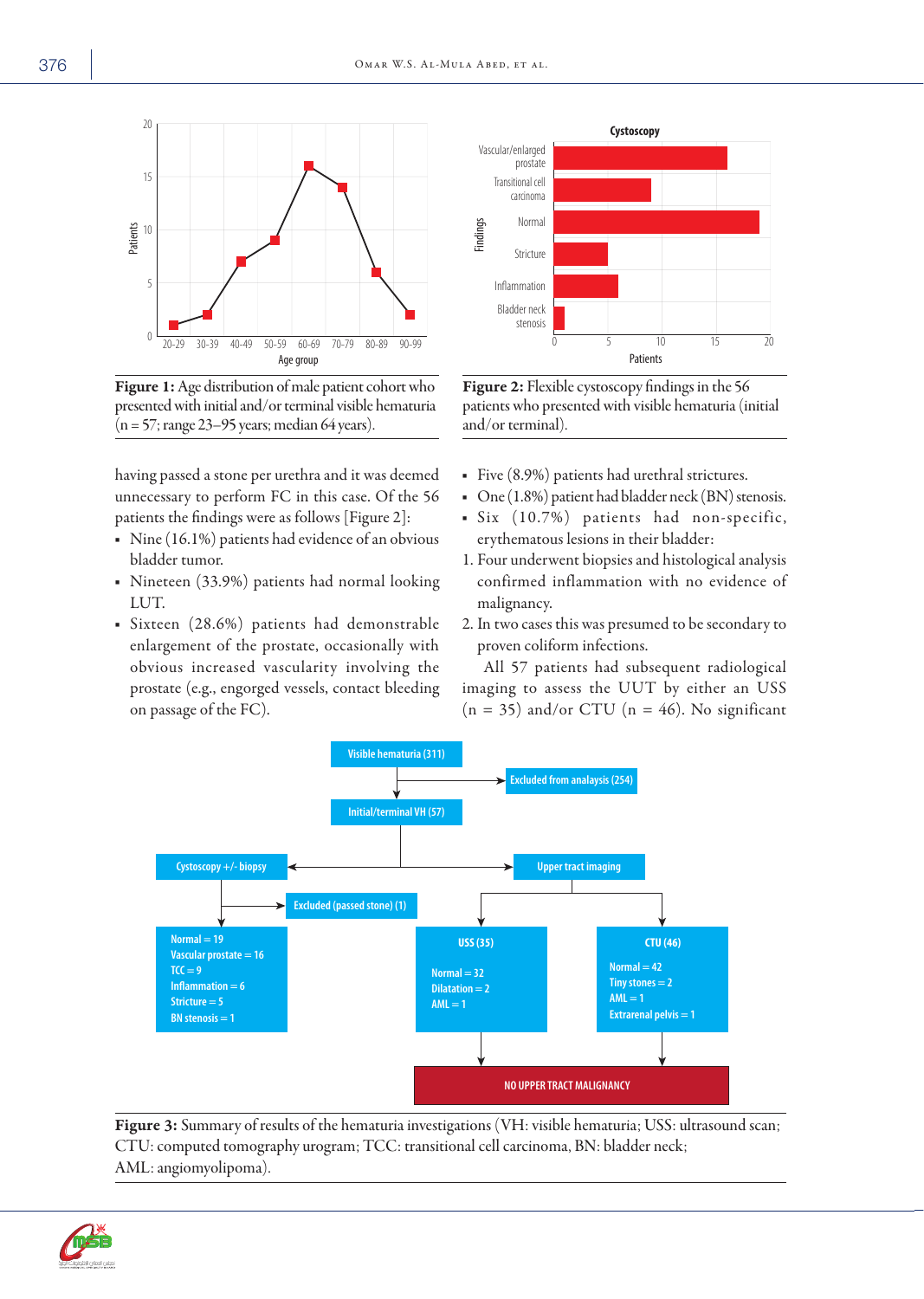**Figure 1:** Age distribution of male patient cohort who presented with initial and/or terminal visible hematuria (n = 57; range 23–95 years; median 64 years).

**Figure 2:** Flexible cystoscopy findings in the 56 patients who presented with visible hematuria (initial and/or terminal).

having passed a stone per urethra and it was deemed unnecessary to perform FC in this case. Of the 56 patients the finings were as follows [Figure 2]:

- Nine (16.1%) patients had evidence of an obvious bladder tumor.
- Nineteen (33.9%) patients had normal looking LUT.
- Sixteen (28.6%) patients had demonstrable enlargement of the prostate, occasionally with obvious increased vascularity involving the prostate (e.g., engorged vessels, contact bleeding on passage of the FC).
- Five (8.9%) patients had urethral strictures.
- One (1.8%) patient had bladder neck (BN) stenosis.
- Six (10.7%) patients had non-specific, erythematous lesions in their bladder:

1. Four underwent biopsies and histological analysis confirmed inflammation with no evidence of malignancy.
2. In two cases this was presumed to be secondary to proven coliform infections.

All 57 patients had subsequent radiological imaging to assess the UUT by either an USS (n = 35) and/or CTU (n = 46). No significant

**Figure 3:** Summary of results of the hematuria investigations (VH: visible hematuria; USS: ultrasound scan; CTU: computed tomography urogram; TCC: transitional cell carcinoma, BN: bladder neck; AML: angiomyolipoma).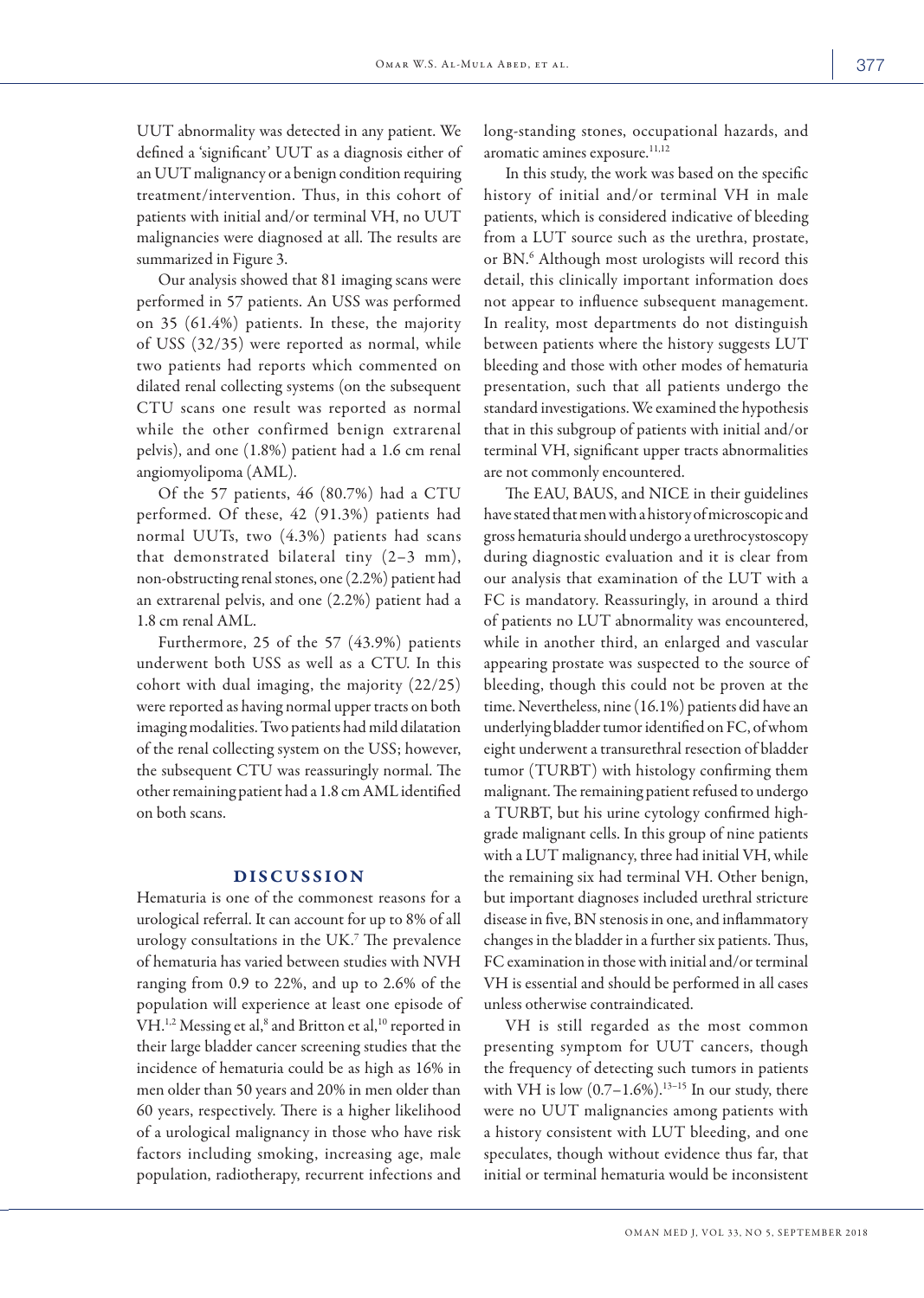UUT abnormality was detected in any patient. We defined a 'significant' UUT as a diagnosis either of an UUT malignancy or a benign condition requiring treatment/intervention. Thus, in this cohort of patients with initial and/or terminal VH, no UUT malignancies were diagnosed at all. The results are summarized in Figure 3.

Our analysis showed that 81 imaging scans were performed in 57 patients. An USS was performed on 35 (61.4%) patients. In these, the majority of USS (32/35) were reported as normal, while two patients had reports which commented on dilated renal collecting systems (on the subsequent CTU scans one result was reported as normal while the other confirmed benign extrarenal pelvis), and one (1.8%) patient had a 1.6 cm renal angiomyolipoma (AML).

Of the 57 patients, 46 (80.7%) had a CTU performed. Of these, 42 (91.3%) patients had normal UUTs, two (4.3%) patients had scans that demonstrated bilateral tiny (2–3 mm), non-obstructing renal stones, one (2.2%) patient had an extrarenal pelvis, and one (2.2%) patient had a 1.8 cm renal AML.

Furthermore, 25 of the 57 (43.9%) patients underwent both USS as well as a CTU. In this cohort with dual imaging, the majority (22/25) were reported as having normal upper tracts on both imaging modalities. Two patients had mild dilatation of the renal collecting system on the USS; however, the subsequent CTU was reassuringly normal. The other remaining patient had a 1.8 cm AML identified on both scans.

## DISCUSSION

Hematuria is one of the commonest reasons for a urological referral. It can account for up to 8% of all urology consultations in the UK.[7] The prevalence of hematuria has varied between studies with NVH ranging from 0.9 to 22%, and up to 2.6% of the population will experience at least one episode of VH.[1,2] Messing et al,[8] and Britton et al,[10] reported in their large bladder cancer screening studies that the incidence of hematuria could be as high as 16% in men older than 50 years and 20% in men older than 60 years, respectively. There is a higher likelihood of a urological malignancy in those who have risk factors including smoking, increasing age, male population, radiotherapy, recurrent infections and long-standing stones, occupational hazards, and aromatic amines exposure.[11,12]

In this study, the work was based on the specific history of initial and/or terminal VH in male patients, which is considered indicative of bleeding from a LUT source such as the urethra, prostate, or BN.[6] Although most urologists will record this detail, this clinically important information does not appear to influence subsequent management. In reality, most departments do not distinguish between patients where the history suggests LUT bleeding and those with other modes of hematuria presentation, such that all patients undergo the standard investigations. We examined the hypothesis that in this subgroup of patients with initial and/or terminal VH, significant upper tracts abnormalities are not commonly encountered.

The EAU, BAUS, and NICE in their guidelines have stated that men with a history of microscopic and gross hematuria should undergo a urethrocystoscopy during diagnostic evaluation and it is clear from our analysis that examination of the LUT with a FC is mandatory. Reassuringly, in around a third of patients no LUT abnormality was encountered, while in another third, an enlarged and vascular appearing prostate was suspected to the source of bleeding, though this could not be proven at the time. Nevertheless, nine (16.1%) patients did have an underlying bladder tumor identified on FC, of whom eight underwent a transurethral resection of bladder tumor (TURBT) with histology confirming them malignant. The remaining patient refused to undergo a TURBT, but his urine cytology confirmed high-grade malignant cells. In this group of nine patients with a LUT malignancy, three had initial VH, while the remaining six had terminal VH. Other benign, but important diagnoses included urethral stricture disease in five, BN stenosis in one, and inflammatory changes in the bladder in a further six patients. Thus, FC examination in those with initial and/or terminal VH is essential and should be performed in all cases unless otherwise contraindicated.

VH is still regarded as the most common presenting symptom for UUT cancers, though the frequency of detecting such tumors in patients with VH is low (0.7–1.6%).[13–15] In our study, there were no UUT malignancies among patients with a history consistent with LUT bleeding, and one speculates, though without evidence thus far, that initial or terminal hematuria would be inconsistent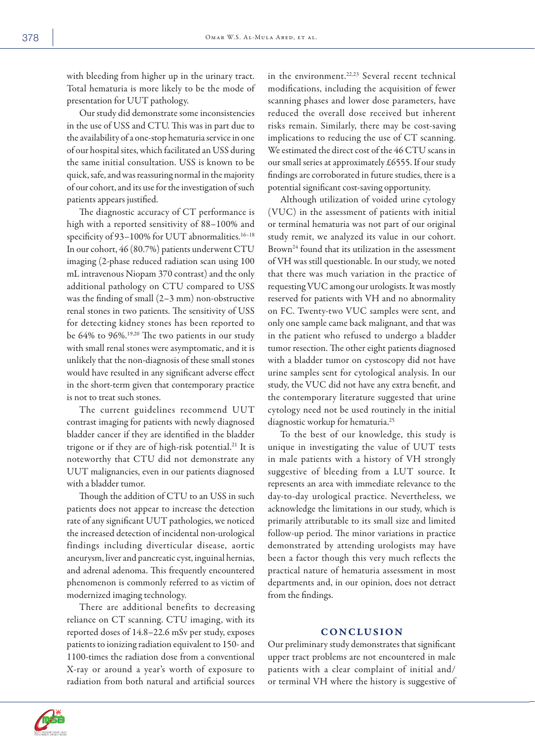with bleeding from higher up in the urinary tract. Total hematuria is more likely to be the mode of presentation for UUT pathology.

Our study did demonstrate some inconsistencies in the use of USS and CTU. This was in part due to the availability of a one-stop hematuria service in one of our hospital sites, which facilitated an USS during the same initial consultation. USS is known to be quick, safe, and was reassuring normal in the majority of our cohort, and its use for the investigation of such patients appears justified.

The diagnostic accuracy of CT performance is high with a reported sensitivity of 88–100% and specificity of 93–100% for UUT abnormalities.[16–18] In our cohort, 46 (80.7%) patients underwent CTU imaging (2-phase reduced radiation scan using 100 mL intravenous Niopam 370 contrast) and the only additional pathology on CTU compared to USS was the finding of small (2–3 mm) non-obstructive renal stones in two patients. The sensitivity of USS for detecting kidney stones has been reported to be 64% to 96%.[19,20] The two patients in our study with small renal stones were asymptomatic, and it is unlikely that the non-diagnosis of these small stones would have resulted in any significant adverse effect in the short-term given that contemporary practice is not to treat such stones.

The current guidelines recommend UUT contrast imaging for patients with newly diagnosed bladder cancer if they are identified in the bladder trigone or if they are of high-risk potential.[21] It is noteworthy that CTU did not demonstrate any UUT malignancies, even in our patients diagnosed with a bladder tumor.

Though the addition of CTU to an USS in such patients does not appear to increase the detection rate of any significant UUT pathologies, we noticed the increased detection of incidental non-urological findings including diverticular disease, aortic aneurysm, liver and pancreatic cyst, inguinal hernias, and adrenal adenoma. This frequently encountered phenomenon is commonly referred to as victim of modernized imaging technology.

There are additional benefits to decreasing reliance on CT scanning. CTU imaging, with its reported doses of 14.8–22.6 mSv per study, exposes patients to ionizing radiation equivalent to 150- and 1100-times the radiation dose from a conventional X-ray or around a year's worth of exposure to radiation from both natural and artificial sources in the environment.[22,23] Several recent technical modifications, including the acquisition of fewer scanning phases and lower dose parameters, have reduced the overall dose received but inherent risks remain. Similarly, there may be cost-saving implications to reducing the use of CT scanning. We estimated the direct cost of the 46 CTU scans in our small series at approximately £6555. If our study findings are corroborated in future studies, there is a potential significant cost-saving opportunity.

Although utilization of voided urine cytology (VUC) in the assessment of patients with initial or terminal hematuria was not part of our original study remit, we analyzed its value in our cohort. Brown[24] found that its utilization in the assessment of VH was still questionable. In our study, we noted that there was much variation in the practice of requesting VUC among our urologists. It was mostly reserved for patients with VH and no abnormality on FC. Twenty-two VUC samples were sent, and only one sample came back malignant, and that was in the patient who refused to undergo a bladder tumor resection. The other eight patients diagnosed with a bladder tumor on cystoscopy did not have urine samples sent for cytological analysis. In our study, the VUC did not have any extra benefit, and the contemporary literature suggested that urine cytology need not be used routinely in the initial diagnostic workup for hematuria.[25]

To the best of our knowledge, this study is unique in investigating the value of UUT tests in male patients with a history of VH strongly suggestive of bleeding from a LUT source. It represents an area with immediate relevance to the day-to-day urological practice. Nevertheless, we acknowledge the limitations in our study, which is primarily attributable to its small size and limited follow-up period. The minor variations in practice demonstrated by attending urologists may have been a factor though this very much reflects the practical nature of hematuria assessment in most departments and, in our opinion, does not detract from the findings.

## CONCLUSION

Our preliminary study demonstrates that significant upper tract problems are not encountered in male patients with a clear complaint of initial and/or terminal VH where the history is suggestive of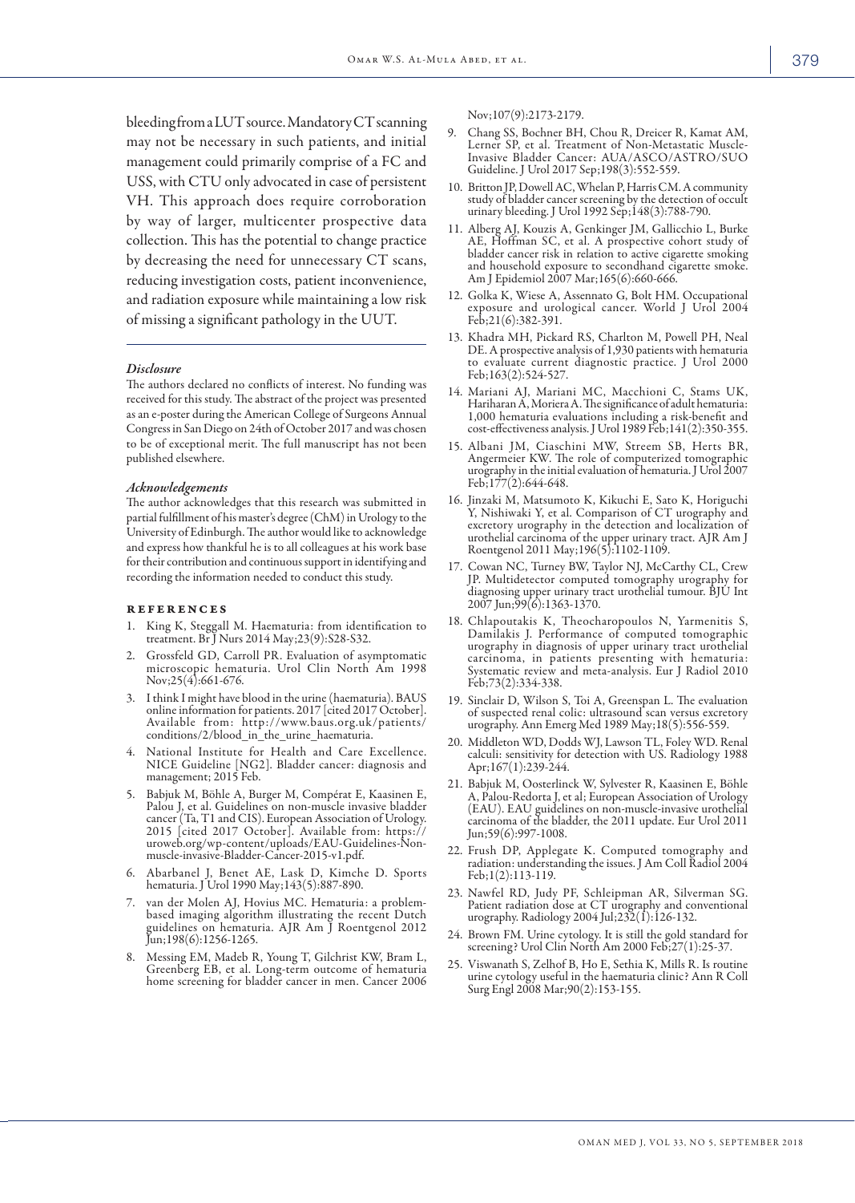bleeding from a LUT source. Mandatory CT scanning may not be necessary in such patients, and initial management could primarily comprise of a FC and USS, with CTU only advocated in case of persistent VH. This approach does require corroboration by way of larger, multicenter prospective data collection. This has the potential to change practice by decreasing the need for unnecessary CT scans, reducing investigation costs, patient inconvenience, and radiation exposure while maintaining a low risk of missing a significant pathology in the UUT.

### *Disclosure*

The authors declared no conflicts of interest. No funding was received for this study. The abstract of the project was presented as an e-poster during the American College of Surgeons Annual Congress in San Diego on 24th of October 2017 and was chosen to be of exceptional merit. The full manuscript has not been published elsewhere.

### *Acknowledgements*

The author acknowledges that this research was submitted in partial fulfillment of his master's degree (ChM) in Urology to the University of Edinburgh. The author would like to acknowledge and express how thankful he is to all colleagues at his work base for their contribution and continuous support in identifying and recording the information needed to conduct this study.

## References

1. King K, Steggall M. Haematuria: from identification to treatment. Br J Nurs 2014 May;23(9):S28-S32.
2. Grossfeld GD, Carroll PR. Evaluation of asymptomatic microscopic hematuria. Urol Clin North Am 1998 Nov;25(4):661-676.
3. I think I might have blood in the urine (haematuria). BAUS online information for patients. 2017 [cited 2017 October]. Available from: http://www.baus.org.uk/patients/conditions/2/blood_in_the_urine_haematuria.
4. National Institute for Health and Care Excellence. NICE Guideline [NG2]. Bladder cancer: diagnosis and management; 2015 Feb.
5. Babjuk M, Böhle A, Burger M, Compérat E, Kaasinen E, Palou J, et al. Guidelines on non-muscle invasive bladder cancer (Ta, T1 and CIS). European Association of Urology. 2015 [cited 2017 October]. Available from: https://uroweb.org/wp-content/uploads/EAU-Guidelines-Non-muscle-invasive-Bladder-Cancer-2015-v1.pdf.
6. Abarbanel J, Benet AE, Lask D, Kimche D. Sports hematuria. J Urol 1990 May;143(5):887-890.
7. van der Molen AJ, Hovius MC. Hematuria: a problem-based imaging algorithm illustrating the recent Dutch guidelines on hematuria. AJR Am J Roentgenol 2012 Jun;198(6):1256-1265.
8. Messing EM, Madeb R, Young T, Gilchrist KW, Bram L, Greenberg EB, et al. Long-term outcome of hematuria home screening for bladder cancer in men. Cancer 2006 Nov;107(9):2173-2179.
9. Chang SS, Bochner BH, Chou R, Dreicer R, Kamat AM, Lerner SP, et al. Treatment of Non-Metastatic Muscle-Invasive Bladder Cancer: AUA/ASCO/ASTRO/SUO Guideline. J Urol 2017 Sep;198(3):552-559.
10. Britton JP, Dowell AC, Whelan P, Harris CM. A community study of bladder cancer screening by the detection of occult urinary bleeding. J Urol 1992 Sep;148(3):788-790.
11. Alberg AJ, Kouzis A, Genkinger JM, Gallicchio L, Burke AE, Hoffman SC, et al. A prospective cohort study of bladder cancer risk in relation to active cigarette smoking and household exposure to secondhand cigarette smoke. Am J Epidemiol 2007 Mar;165(6):660-666.
12. Golka K, Wiese A, Assennato G, Bolt HM. Occupational exposure and urological cancer. World J Urol 2004 Feb;21(6):382-391.
13. Khadra MH, Pickard RS, Charlton M, Powell PH, Neal DE. A prospective analysis of 1,930 patients with hematuria to evaluate current diagnostic practice. J Urol 2000 Feb;163(2):524-527.
14. Mariani AJ, Mariani MC, Macchioni C, Stams UK, Hariharan A, Moriera A. The significance of adult hematuria: 1,000 hematuria evaluations including a risk-benefit and cost-effectiveness analysis. J Urol 1989 Feb;141(2):350-355.
15. Albani JM, Ciaschini MW, Streem SB, Herts BR, Angermeier KW. The role of computerized tomographic urography in the initial evaluation of hematuria. J Urol 2007 Feb;177(2):644-648.
16. Jinzaki M, Matsumoto K, Kikuchi E, Sato K, Horiguchi Y, Nishiwaki Y, et al. Comparison of CT urography and excretory urography in the detection and localization of urothelial carcinoma of the upper urinary tract. AJR Am J Roentgenol 2011 May;196(5):1102-1109.
17. Cowan NC, Turney BW, Taylor NJ, McCarthy CL, Crew JP. Multidetector computed tomography urography for diagnosing upper urinary tract urothelial tumour. BJU Int 2007 Jun;99(6):1363-1370.
18. Chlapoutakis K, Theocharopoulos N, Yarmenitis S, Damilakis J. Performance of computed tomographic urography in diagnosis of upper urinary tract urothelial carcinoma, in patients presenting with hematuria: Systematic review and meta-analysis. Eur J Radiol 2010 Feb;73(2):334-338.
19. Sinclair D, Wilson S, Toi A, Greenspan L. The evaluation of suspected renal colic: ultrasound scan versus excretory urography. Ann Emerg Med 1989 May;18(5):556-559.
20. Middleton WD, Dodds WJ, Lawson TL, Foley WD. Renal calculi: sensitivity for detection with US. Radiology 1988 Apr;167(1):239-244.
21. Babjuk M, Oosterlinck W, Sylvester R, Kaasinen E, Böhle A, Palou-Redorta J, et al; European Association of Urology (EAU). EAU guidelines on non-muscle-invasive urothelial carcinoma of the bladder, the 2011 update. Eur Urol 2011 Jun;59(6):997-1008.
22. Frush DP, Applegate K. Computed tomography and radiation: understanding the issues. J Am Coll Radiol 2004 Feb;1(2):113-119.
23. Nawfel RD, Judy PF, Schleipman AR, Silverman SG. Patient radiation dose at CT urography and conventional urography. Radiology 2004 Jul;232(1):126-132.
24. Brown FM. Urine cytology. It is still the gold standard for screening? Urol Clin North Am 2000 Feb;27(1):25-37.
25. Viswanath S, Zelhof B, Ho E, Sethia K, Mills R. Is routine urine cytology useful in the haematuria clinic? Ann R Coll Surg Engl 2008 Mar;90(2):153-155.